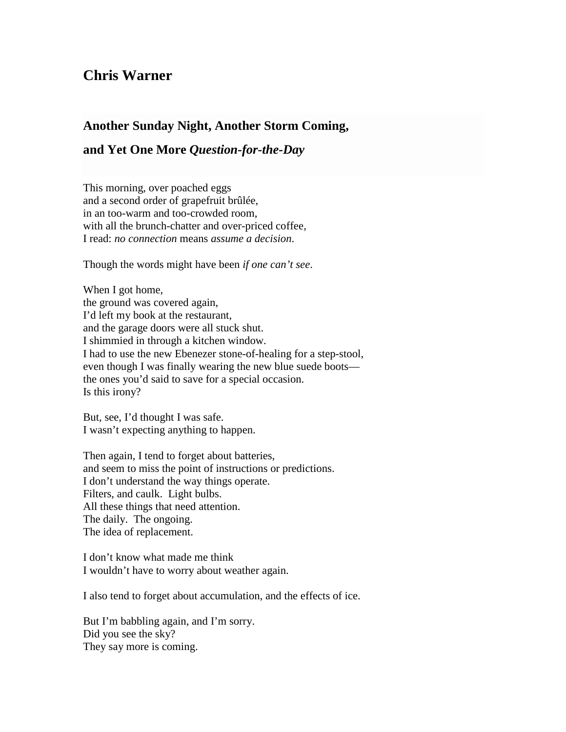## Chris Warner

### Another Sunday Night, Another Storm Coming,

### and Yet One More *Question-for-the-Day*

This morning, over poached eggs  
and a second order of grapefruit brûlée,  
in an too-warm and too-crowded room,  
with all the brunch-chatter and over-priced coffee,  
I read: *no connection* means *assume a decision*.

Though the words might have been *if one can't see*.

When I got home,  
the ground was covered again,  
I'd left my book at the restaurant,  
and the garage doors were all stuck shut.  
I shimmied in through a kitchen window.  
I had to use the new Ebenezer stone-of-healing for a step-stool,  
even though I was finally wearing the new blue suede boots—  
the ones you'd said to save for a special occasion.  
Is this irony?

But, see, I'd thought I was safe.  
I wasn't expecting anything to happen.

Then again, I tend to forget about batteries,  
and seem to miss the point of instructions or predictions.  
I don't understand the way things operate.  
Filters, and caulk. Light bulbs.  
All these things that need attention.  
The daily. The ongoing.  
The idea of replacement.

I don't know what made me think  
I wouldn't have to worry about weather again.

I also tend to forget about accumulation, and the effects of ice.

But I'm babbling again, and I'm sorry.  
Did you see the sky?  
They say more is coming.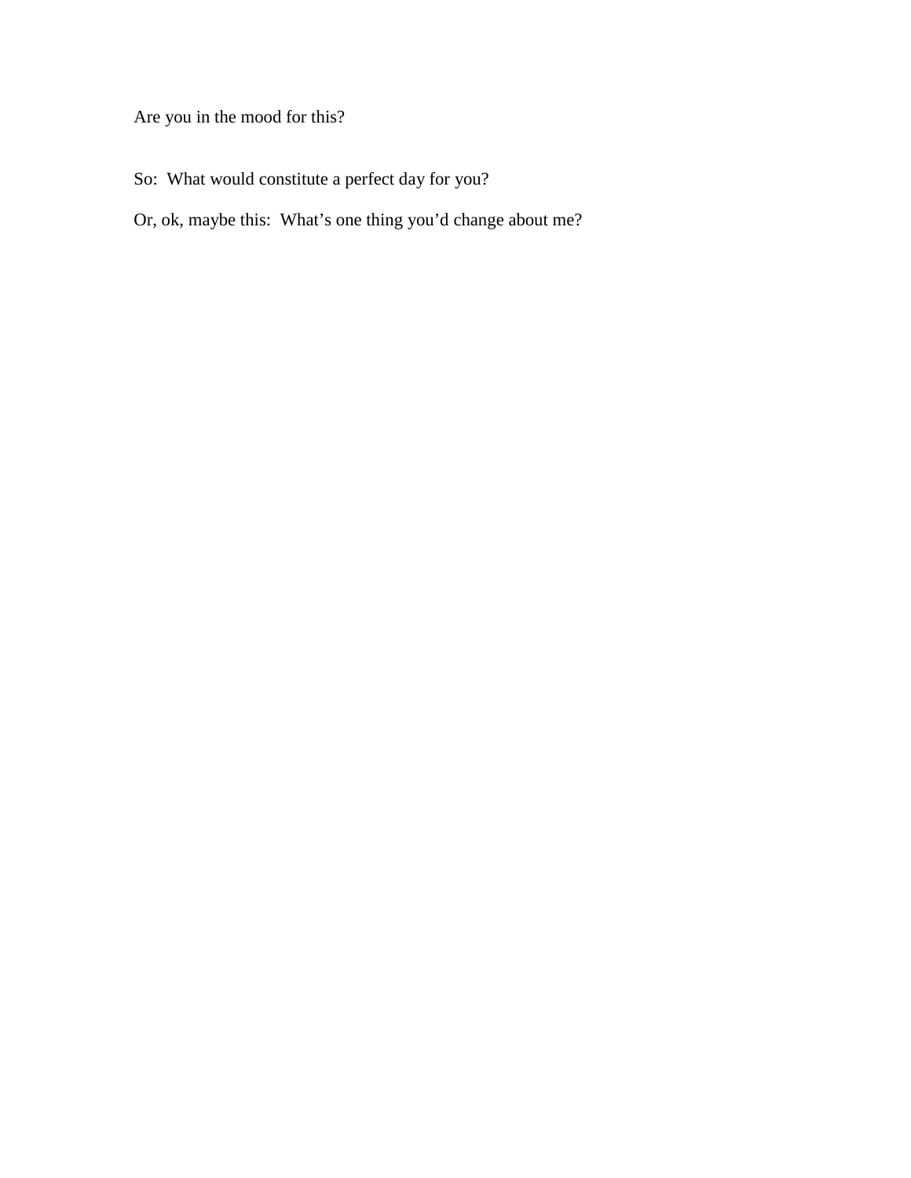Are you in the mood for this?

So: What would constitute a perfect day for you?

Or, ok, maybe this: What's one thing you'd change about me?